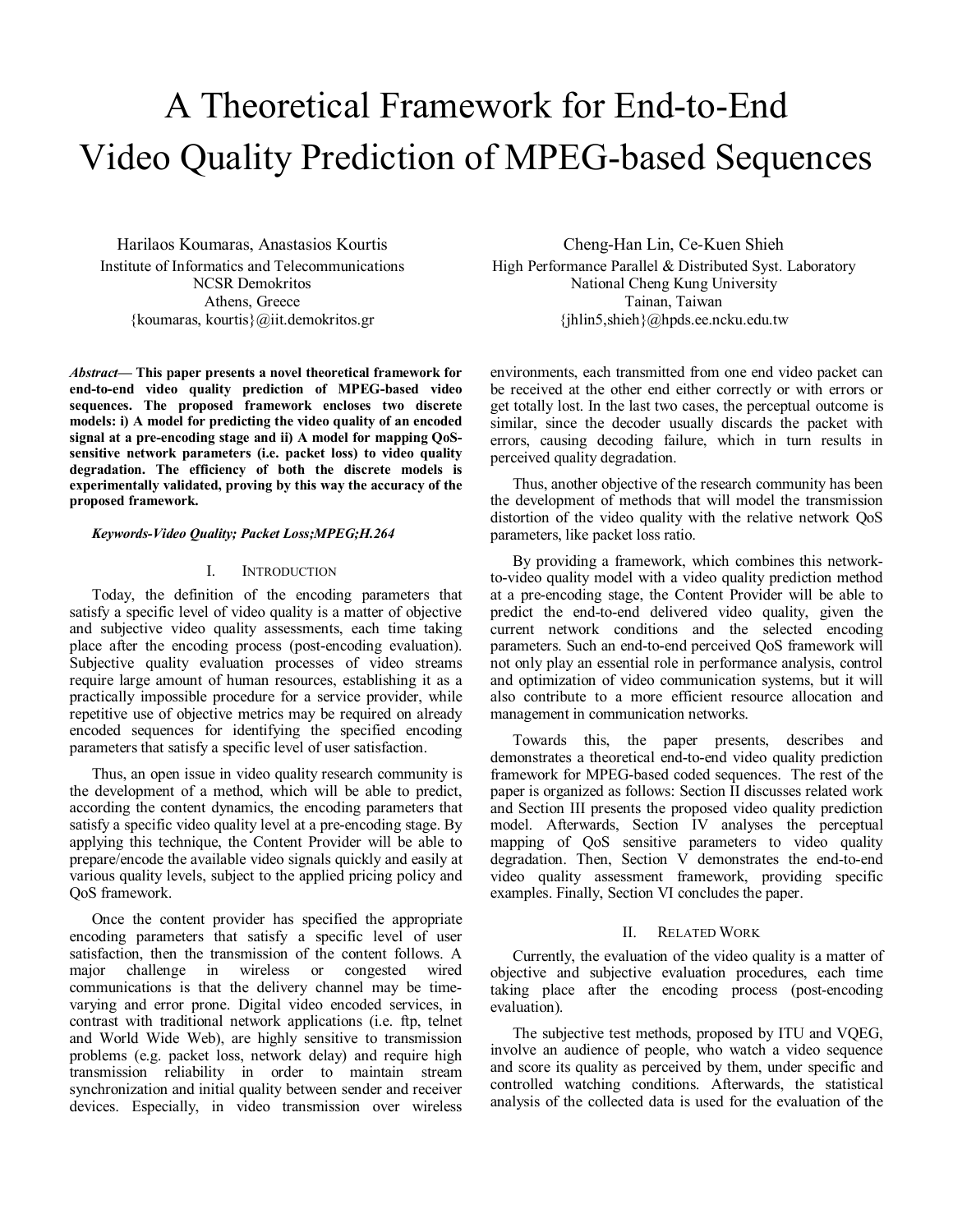# A Theoretical Framework for End-to-End Video Quality Prediction of MPEG-based Sequences

Harilaos Koumaras, Anastasios Kourtis
Institute of Informatics and Telecommunications
NCSR Demokritos
Athens, Greece
{koumaras, kourtis}@iit.demokritos.gr

Cheng-Han Lin, Ce-Kuen Shieh
High Performance Parallel & Distributed Syst. Laboratory
National Cheng Kung University
Tainan, Taiwan
{jhlin5,shieh}@hpds.ee.ncku.edu.tw

***Abstract*— This paper presents a novel theoretical framework for end-to-end video quality prediction of MPEG-based video sequences. The proposed framework encloses two discrete models: i) A model for predicting the video quality of an encoded signal at a pre-encoding stage and ii) A model for mapping QoS-sensitive network parameters (i.e. packet loss) to video quality degradation. The efficiency of both the discrete models is experimentally validated, proving by this way the accuracy of the proposed framework.**

***Keywords-Video Quality; Packet Loss;MPEG;H.264***

## I. Introduction

Today, the definition of the encoding parameters that satisfy a specific level of video quality is a matter of objective and subjective video quality assessments, each time taking place after the encoding process (post-encoding evaluation). Subjective quality evaluation processes of video streams require large amount of human resources, establishing it as a practically impossible procedure for a service provider, while repetitive use of objective metrics may be required on already encoded sequences for identifying the specified encoding parameters that satisfy a specific level of user satisfaction.

Thus, an open issue in video quality research community is the development of a method, which will be able to predict, according the content dynamics, the encoding parameters that satisfy a specific video quality level at a pre-encoding stage. By applying this technique, the Content Provider will be able to prepare/encode the available video signals quickly and easily at various quality levels, subject to the applied pricing policy and QoS framework.

Once the content provider has specified the appropriate encoding parameters that satisfy a specific level of user satisfaction, then the transmission of the content follows. A major challenge in wireless or congested wired communications is that the delivery channel may be time-varying and error prone. Digital video encoded services, in contrast with traditional network applications (i.e. ftp, telnet and World Wide Web), are highly sensitive to transmission problems (e.g. packet loss, network delay) and require high transmission reliability in order to maintain stream synchronization and initial quality between sender and receiver devices. Especially, in video transmission over wireless environments, each transmitted from one end video packet can be received at the other end either correctly or with errors or get totally lost. In the last two cases, the perceptual outcome is similar, since the decoder usually discards the packet with errors, causing decoding failure, which in turn results in perceived quality degradation.

Thus, another objective of the research community has been the development of methods that will model the transmission distortion of the video quality with the relative network QoS parameters, like packet loss ratio.

By providing a framework, which combines this network-to-video quality model with a video quality prediction method at a pre-encoding stage, the Content Provider will be able to predict the end-to-end delivered video quality, given the current network conditions and the selected encoding parameters. Such an end-to-end perceived QoS framework will not only play an essential role in performance analysis, control and optimization of video communication systems, but it will also contribute to a more efficient resource allocation and management in communication networks.

Towards this, the paper presents, describes and demonstrates a theoretical end-to-end video quality prediction framework for MPEG-based coded sequences. The rest of the paper is organized as follows: Section II discusses related work and Section III presents the proposed video quality prediction model. Afterwards, Section IV analyses the perceptual mapping of QoS sensitive parameters to video quality degradation. Then, Section V demonstrates the end-to-end video quality assessment framework, providing specific examples. Finally, Section VI concludes the paper.

## II. Related Work

Currently, the evaluation of the video quality is a matter of objective and subjective evaluation procedures, each time taking place after the encoding process (post-encoding evaluation).

The subjective test methods, proposed by ITU and VQEG, involve an audience of people, who watch a video sequence and score its quality as perceived by them, under specific and controlled watching conditions. Afterwards, the statistical analysis of the collected data is used for the evaluation of the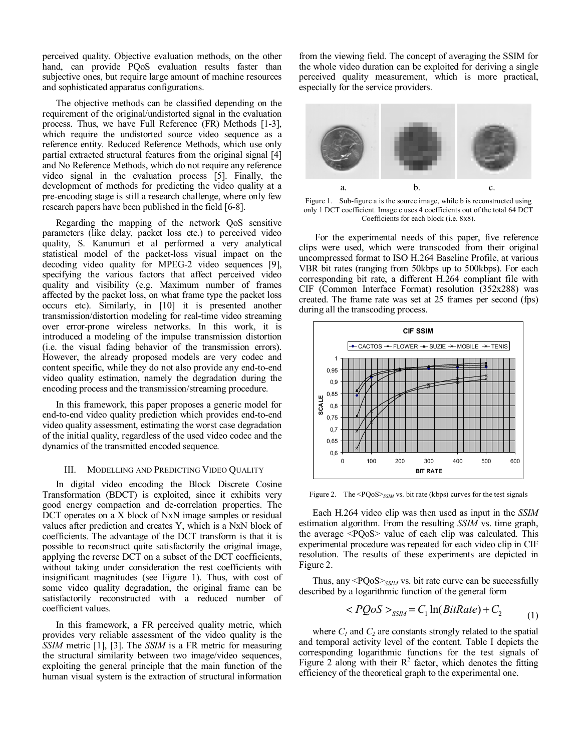perceived quality. Objective evaluation methods, on the other hand, can provide PQoS evaluation results faster than subjective ones, but require large amount of machine resources and sophisticated apparatus configurations.

The objective methods can be classified depending on the requirement of the original/undistorted signal in the evaluation process. Thus, we have Full Reference (FR) Methods [1-3], which require the undistorted source video sequence as a reference entity. Reduced Reference Methods, which use only partial extracted structural features from the original signal [4] and No Reference Methods, which do not require any reference video signal in the evaluation process [5]. Finally, the development of methods for predicting the video quality at a pre-encoding stage is still a research challenge, where only few research papers have been published in the field [6-8].

Regarding the mapping of the network QoS sensitive parameters (like delay, packet loss etc.) to perceived video quality, S. Kanumuri et al performed a very analytical statistical model of the packet-loss visual impact on the decoding video quality for MPEG-2 video sequences [9], specifying the various factors that affect perceived video quality and visibility (e.g. Maximum number of frames affected by the packet loss, on what frame type the packet loss occurs etc). Similarly, in [10] it is presented another transmission/distortion modeling for real-time video streaming over error-prone wireless networks. In this work, it is introduced a modeling of the impulse transmission distortion (i.e. the visual fading behavior of the transmission errors). However, the already proposed models are very codec and content specific, while they do not also provide any end-to-end video quality estimation, namely the degradation during the encoding process and the transmission/streaming procedure.

In this framework, this paper proposes a generic model for end-to-end video quality prediction which provides end-to-end video quality assessment, estimating the worst case degradation of the initial quality, regardless of the used video codec and the dynamics of the transmitted encoded sequence.

## III. Modelling and Predicting Video Quality

In digital video encoding the Block Discrete Cosine Transformation (BDCT) is exploited, since it exhibits very good energy compaction and de-correlation properties. The DCT operates on a X block of NxN image samples or residual values after prediction and creates Y, which is a NxN block of coefficients. The advantage of the DCT transform is that it is possible to reconstruct quite satisfactorily the original image, applying the reverse DCT on a subset of the DCT coefficients, without taking under consideration the rest coefficients with insignificant magnitudes (see Figure 1). Thus, with cost of some video quality degradation, the original frame can be satisfactorily reconstructed with a reduced number of coefficient values.

In this framework, a FR perceived quality metric, which provides very reliable assessment of the video quality is the *SSIM* metric [1], [3]. The *SSIM* is a FR metric for measuring the structural similarity between two image/video sequences, exploiting the general principle that the main function of the human visual system is the extraction of structural information from the viewing field. The concept of averaging the SSIM for the whole video duration can be exploited for deriving a single perceived quality measurement, which is more practical, especially for the service providers.

a. b. c.

Figure 1. Sub-figure a is the source image, while b is reconstructed using only 1 DCT coefficient. Image c uses 4 coefficients out of the total 64 DCT Coefficients for each block (i.e. 8x8).

For the experimental needs of this paper, five reference clips were used, which were transcoded from their original uncompressed format to ISO H.264 Baseline Profile, at various VBR bit rates (ranging from 50kbps up to 500kbps). For each corresponding bit rate, a different H.264 compliant file with CIF (Common Interface Format) resolution (352x288) was created. The frame rate was set at 25 frames per second (fps) during all the transcoding process.

Figure 2. The $<PQoS>_{SSIM}$ vs. bit rate (kbps) curves for the test signals

Each H.264 video clip was then used as input in the *SSIM* estimation algorithm. From the resulting *SSIM* vs. time graph, the average <PQoS> value of each clip was calculated. This experimental procedure was repeated for each video clip in CIF resolution. The results of these experiments are depicted in Figure 2.

Thus, any $<PQoS>_{SSIM}$ vs. bit rate curve can be successfully described by a logarithmic function of the general form

$$<PQoS>_{SSIM} = C_1 \ln(BitRate) + C_2 \quad (1)$$

where $C_1$ and $C_2$ are constants strongly related to the spatial and temporal activity level of the content. Table I depicts the corresponding logarithmic functions for the test signals of Figure 2 along with their $R^2$ factor, which denotes the fitting efficiency of the theoretical graph to the experimental one.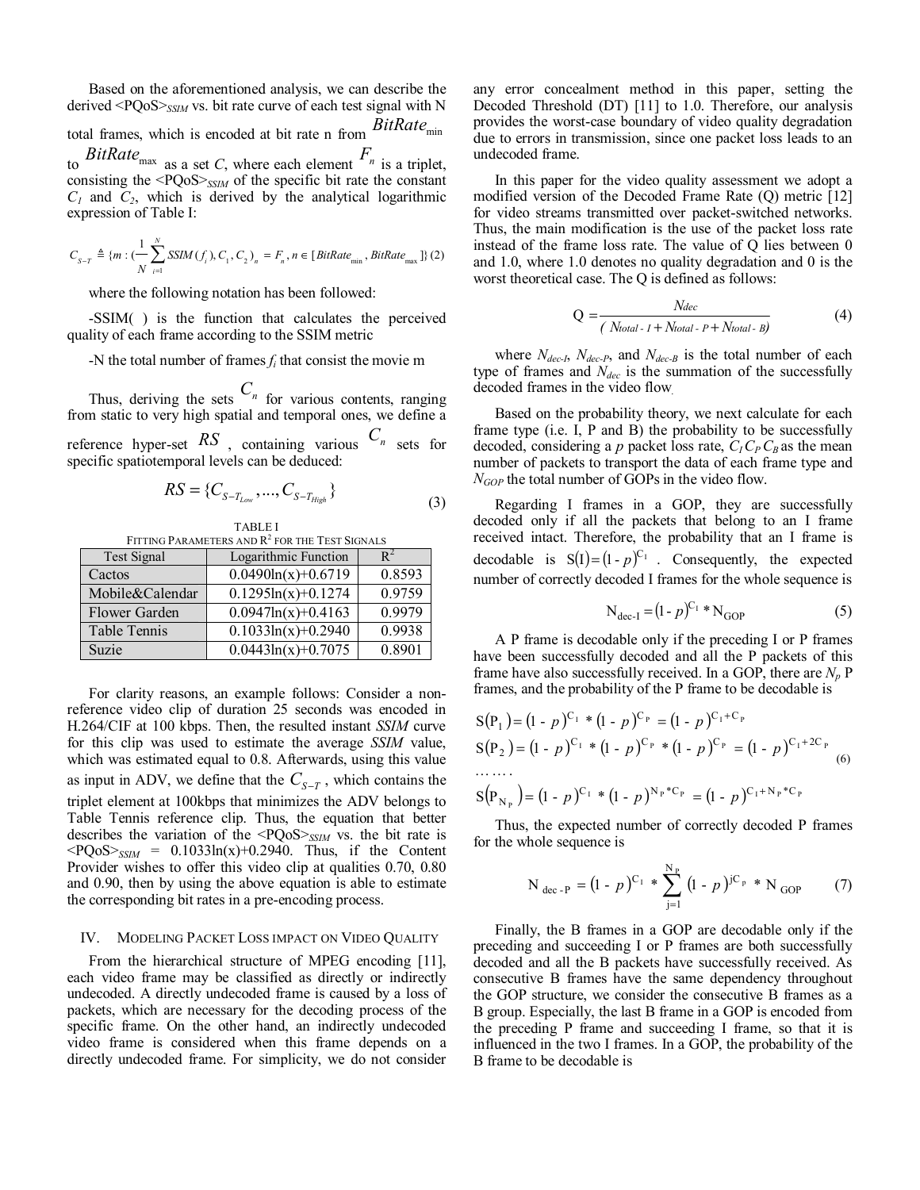Based on the aforementioned analysis, we can describe the derived $<PQoS>_{SSIM}$ vs. bit rate curve of each test signal with N total frames, which is encoded at bit rate n from $BitRate_{\min}$ to $BitRate_{\max}$ as a set *C*, where each element $F_n$ is a triplet, consisting the $<PQoS>_{SSIM}$ of the specific bit rate the constant $C_1$ and $C_2$, which is derived by the analytical logarithmic expression of Table I:

$$C_{S-T} \triangleq \{m : (\frac{1}{N}\sum_{i=1}^{N} SSIM(f_i), C_1, C_2)_n = F_n, n \in [BitRate_{\min}, BitRate_{\max}]\} \quad (2)$$

where the following notation has been followed:

-SSIM( ) is the function that calculates the perceived quality of each frame according to the SSIM metric

-N the total number of frames $f_i$ that consist the movie m

Thus, deriving the sets $C_n$ for various contents, ranging from static to very high spatial and temporal ones, we define a reference hyper-set $RS$, containing various $C_n$ sets for specific spatiotemporal levels can be deduced:

$$RS = \{C_{S-T_{Low}}, ..., C_{S-T_{High}}\} \quad (3)$$

TABLE I
FITTING PARAMETERS AND $R^2$ FOR THE TEST SIGNALS

| Test Signal | Logarithmic Function | $R^2$ |
|---|---|---|
| Cactos | 0.0490ln(x)+0.6719 | 0.8593 |
| Mobile&Calendar | 0.1295ln(x)+0.1274 | 0.9759 |
| Flower Garden | 0.0947ln(x)+0.4163 | 0.9979 |
| Table Tennis | 0.1033ln(x)+0.2940 | 0.9938 |
| Suzie | 0.0443ln(x)+0.7075 | 0.8901 |

For clarity reasons, an example follows: Consider a non-reference video clip of duration 25 seconds was encoded in H.264/CIF at 100 kbps. Then, the resulted instant *SSIM* curve for this clip was used to estimate the average *SSIM* value, which was estimated equal to 0.8. Afterwards, using this value as input in ADV, we define that the $C_{S-T}$, which contains the triplet element at 100kbps that minimizes the ADV belongs to Table Tennis reference clip. Thus, the equation that better describes the variation of the $<PQoS>_{SSIM}$ vs. the bit rate is $<PQoS>_{SSIM}$ = 0.1033ln(x)+0.2940. Thus, if the Content Provider wishes to offer this video clip at qualities 0.70, 0.80 and 0.90, then by using the above equation is able to estimate the corresponding bit rates in a pre-encoding process.

## IV. Modeling Packet Loss impact on Video Quality

From the hierarchical structure of MPEG encoding [11], each video frame may be classified as directly or indirectly undecoded. A directly undecoded frame is caused by a loss of packets, which are necessary for the decoding process of the specific frame. On the other hand, an indirectly undecoded video frame is considered when this frame depends on a directly undecoded frame. For simplicity, we do not consider any error concealment method in this paper, setting the Decoded Threshold (DT) [11] to 1.0. Therefore, our analysis provides the worst-case boundary of video quality degradation due to errors in transmission, since one packet loss leads to an undecoded frame.

In this paper for the video quality assessment we adopt a modified version of the Decoded Frame Rate (Q) metric [12] for video streams transmitted over packet-switched networks. Thus, the main modification is the use of the packet loss rate instead of the frame loss rate. The value of Q lies between 0 and 1.0, where 1.0 denotes no quality degradation and 0 is the worst theoretical case. The Q is defined as follows:

$$Q = \frac{N_{dec}}{(N_{total-I} + N_{total-P} + N_{total-B})} \quad (4)$$

where $N_{dec-I}$, $N_{dec-P}$, and $N_{dec-B}$ is the total number of each type of frames and $N_{dec}$ is the summation of the successfully decoded frames in the video flow.

Based on the probability theory, we next calculate for each frame type (i.e. I, P and B) the probability to be successfully decoded, considering a *p* packet loss rate, $C_I$ $C_P$ $C_B$ as the mean number of packets to transport the data of each frame type and $N_{GOP}$ the total number of GOPs in the video flow.

Regarding I frames in a GOP, they are successfully decoded only if all the packets that belong to an I frame received intact. Therefore, the probability that an I frame is decodable is $S(I) = (1-p)^{C_I}$. Consequently, the expected number of correctly decoded I frames for the whole sequence is

$$N_{dec-I} = (1-p)^{C_I} * N_{GOP} \quad (5)$$

A P frame is decodable only if the preceding I or P frames have been successfully decoded and all the P packets of this frame have also successfully received. In a GOP, there are $N_p$ P frames, and the probability of the P frame to be decodable is

$$\begin{aligned}
S(P_1) &= (1-p)^{C_I} * (1-p)^{C_P} = (1-p)^{C_I + C_P} \\
S(P_2) &= (1-p)^{C_I} * (1-p)^{C_P} * (1-p)^{C_P} = (1-p)^{C_I + 2C_P} \\
&\ldots\ldots \\
S(P_{N_P}) &= (1-p)^{C_I} * (1-p)^{N_P * C_P} = (1-p)^{C_I + N_P * C_P}
\end{aligned} \quad (6)$$

Thus, the expected number of correctly decoded P frames for the whole sequence is

$$N_{dec-P} = (1-p)^{C_I} * \sum_{j=1}^{N_P} (1-p)^{jC_P} * N_{GOP} \quad (7)$$

Finally, the B frames in a GOP are decodable only if the preceding and succeeding I or P frames are both successfully decoded and all the B packets have successfully received. As consecutive B frames have the same dependency throughout the GOP structure, we consider the consecutive B frames as a B group. Especially, the last B frame in a GOP is encoded from the preceding P frame and succeeding I frame, so that it is influenced in the two I frames. In a GOP, the probability of the B frame to be decodable is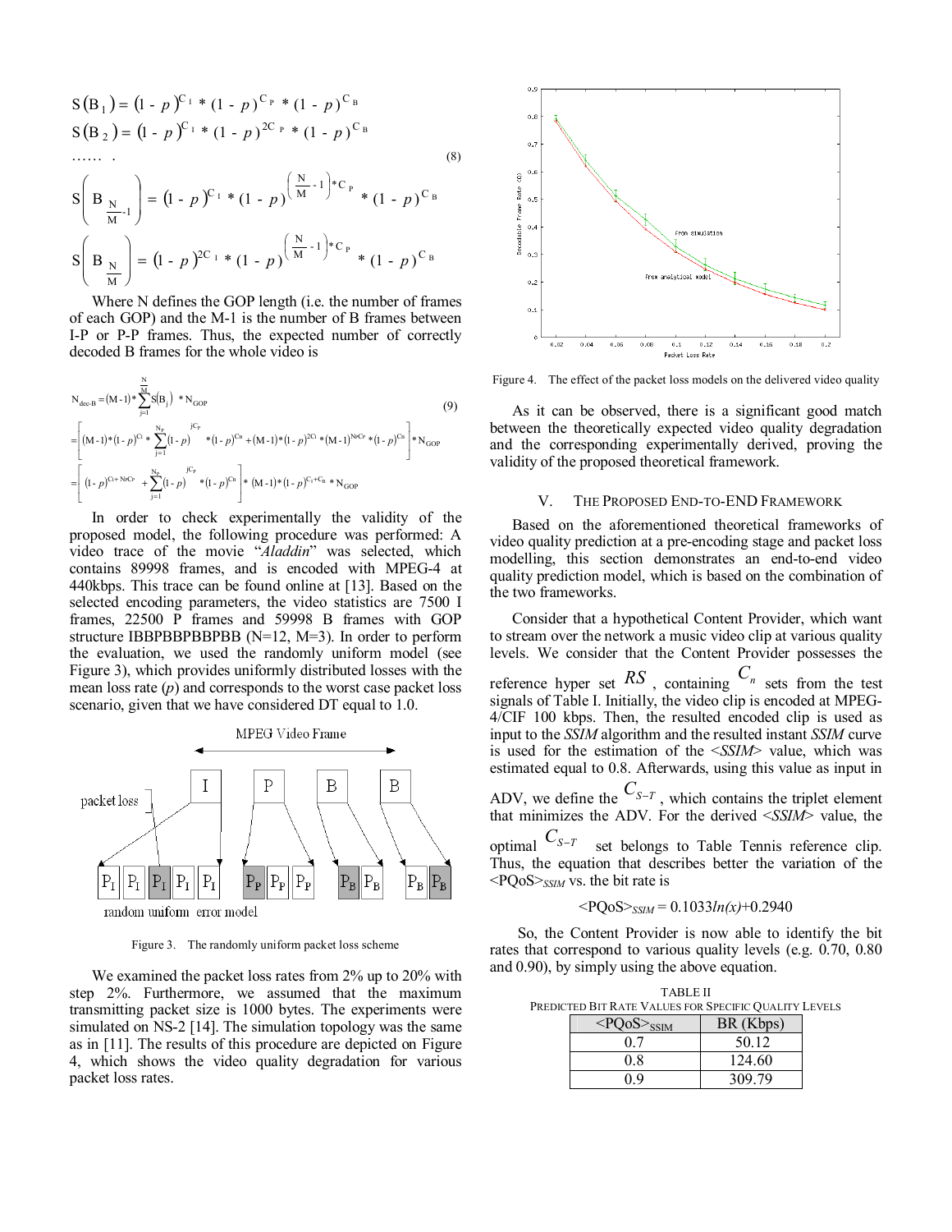$$
\begin{aligned}
& S(B_1) = (1-p)^{C_I} * (1-p)^{C_P} * (1-p)^{C_B} \\
& S(B_2) = (1-p)^{C_I} * (1-p)^{2C_P} * (1-p)^{C_B} \\
& \ldots\ldots \\
& S\left(B_{\frac{N}{M}-1}\right) = (1-p)^{C_I} * (1-p)^{\left(\frac{N}{M}-1\right)*C_P} * (1-p)^{C_B} \\
& S\left(B_{\frac{N}{M}}\right) = (1-p)^{2C_I} * (1-p)^{\left(\frac{N}{M}-1\right)*C_P} * (1-p)^{C_B}
\end{aligned}
\tag{8}
$$

Where N defines the GOP length (i.e. the number of frames of each GOP) and the M-1 is the number of B frames between I-P or P-P frames. Thus, the expected number of correctly decoded B frames for the whole video is

$$
\begin{aligned}
N_{dec\text{-}B} &= (M-1) * \sum_{j=1}^{\frac{N}{M}} S(B_j) * N_{GOP} \\
&= \left[ (M-1)*(1-p)^{C_I} * \sum_{j=1}^{N_P} (1-p)^{jC_P} * (1-p)^{C_B} + (M-1)*(1-p)^{2C_I} * (M-1)^{N_P C_P} * (1-p)^{C_B} \right] * N_{GOP} \\
&= \left[ (1-p)^{C_I + N_P C_P} + \sum_{j=1}^{N_P} (1-p)^{jC_P} * (1-p)^{C_B} \right] * (M-1)*(1-p)^{C_I + C_B} * N_{GOP}
\end{aligned}
\tag{9}
$$

In order to check experimentally the validity of the proposed model, the following procedure was performed: A video trace of the movie "*Aladdin*" was selected, which contains 89998 frames, and is encoded with MPEG-4 at 440kbps. This trace can be found online at [13]. Based on the selected encoding parameters, the video statistics are 7500 I frames, 22500 P frames and 59998 B frames with GOP structure IBBPBBPBBPBB (N=12, M=3). In order to perform the evaluation, we used the randomly uniform model (see Figure 3), which provides uniformly distributed losses with the mean loss rate ($p$) and corresponds to the worst case packet loss scenario, given that we have considered DT equal to 1.0.

Figure 3. The randomly uniform packet loss scheme

We examined the packet loss rates from 2% up to 20% with step 2%. Furthermore, we assumed that the maximum transmitting packet size is 1000 bytes. The experiments were simulated on NS-2 [14]. The simulation topology was the same as in [11]. The results of this procedure are depicted on Figure 4, which shows the video quality degradation for various packet loss rates.

Figure 4. The effect of the packet loss models on the delivered video quality

As it can be observed, there is a significant good match between the theoretically expected video quality degradation and the corresponding experimentally derived, proving the validity of the proposed theoretical framework.

## V. THE PROPOSED END-TO-END FRAMEWORK

Based on the aforementioned theoretical frameworks of video quality prediction at a pre-encoding stage and packet loss modelling, this section demonstrates an end-to-end video quality prediction model, which is based on the combination of the two frameworks.

Consider that a hypothetical Content Provider, which want to stream over the network a music video clip at various quality levels. We consider that the Content Provider possesses the reference hyper set $RS$, containing $C_n$ sets from the test signals of Table I. Initially, the video clip is encoded at MPEG-4/CIF 100 kbps. Then, the resulted encoded clip is used as input to the *SSIM* algorithm and the resulted instant *SSIM* curve is used for the estimation of the <*SSIM*> value, which was estimated equal to 0.8. Afterwards, using this value as input in ADV, we define the $C_{S-T}$, which contains the triplet element that minimizes the ADV. For the derived <*SSIM*> value, the optimal $C_{S-T}$ set belongs to Table Tennis reference clip. Thus, the equation that describes better the variation of the $\langle PQoS \rangle_{SSIM}$ vs. the bit rate is

$$\langle PQoS \rangle_{SSIM} = 0.1033\ln(x) + 0.2940$$

So, the Content Provider is now able to identify the bit rates that correspond to various quality levels (e.g. 0.70, 0.80 and 0.90), by simply using the above equation.

TABLE II
PREDICTED BIT RATE VALUES FOR SPECIFIC QUALITY LEVELS

| $\langle PQoS \rangle_{SSIM}$ | BR (Kbps) |
|---|---|
| 0.7 | 50.12 |
| 0.8 | 124.60 |
| 0.9 | 309.79 |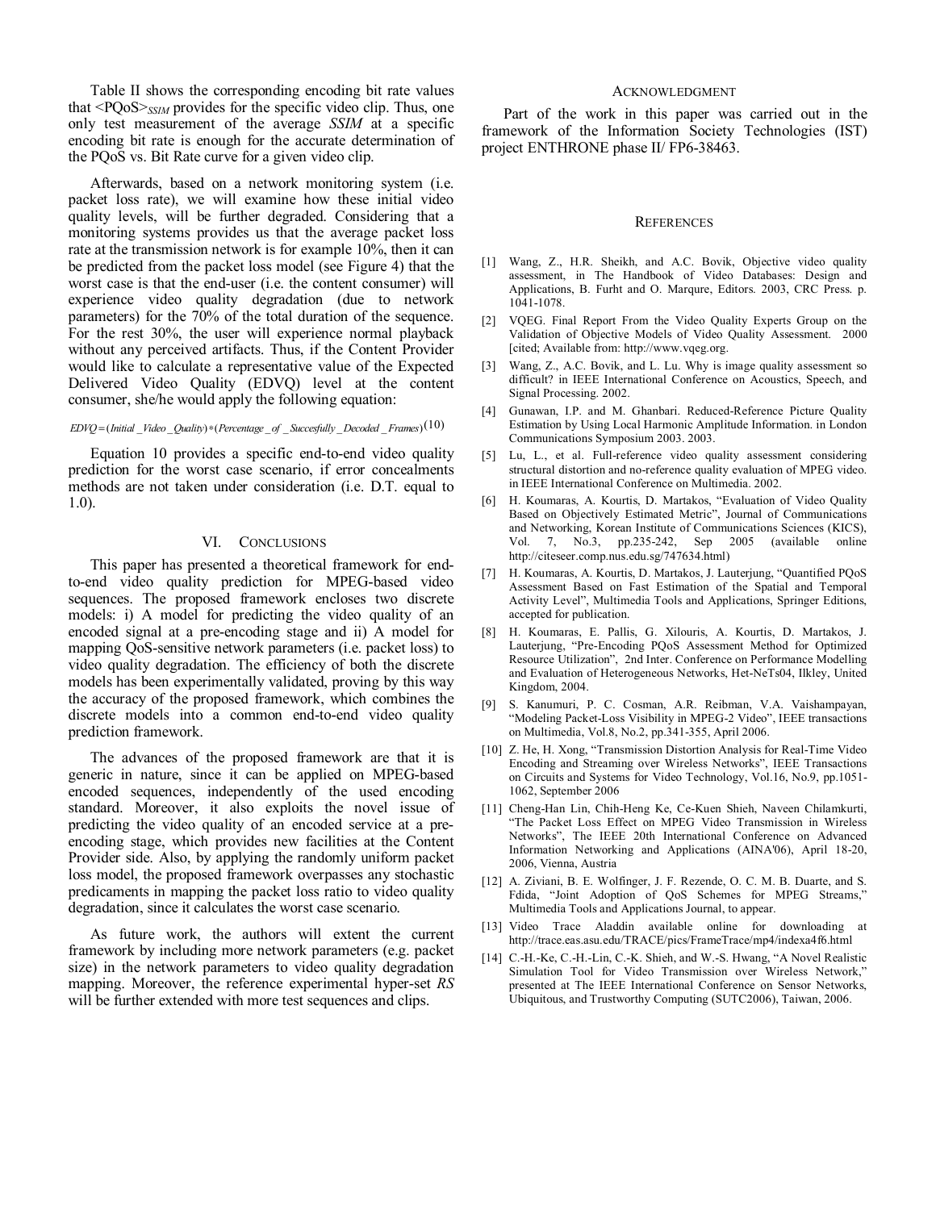Table II shows the corresponding encoding bit rate values that $\langle PQoS \rangle_{SSIM}$ provides for the specific video clip. Thus, one only test measurement of the average *SSIM* at a specific encoding bit rate is enough for the accurate determination of the PQoS vs. Bit Rate curve for a given video clip.

Afterwards, based on a network monitoring system (i.e. packet loss rate), we will examine how these initial video quality levels, will be further degraded. Considering that a monitoring systems provides us that the average packet loss rate at the transmission network is for example 10%, then it can be predicted from the packet loss model (see Figure 4) that the worst case is that the end-user (i.e. the content consumer) will experience video quality degradation (due to network parameters) for the 70% of the total duration of the sequence. For the rest 30%, the user will experience normal playback without any perceived artifacts. Thus, if the Content Provider would like to calculate a representative value of the Expected Delivered Video Quality (EDVQ) level at the content consumer, she/he would apply the following equation:

$$EDVQ = (Initial\_Video\_Quality) * (Percentage\_of\_Succesfully\_Decoded\_Frames) \quad (10)$$

Equation 10 provides a specific end-to-end video quality prediction for the worst case scenario, if error concealments methods are not taken under consideration (i.e. D.T. equal to 1.0).

## VI. Conclusions

This paper has presented a theoretical framework for end-to-end video quality prediction for MPEG-based video sequences. The proposed framework encloses two discrete models: i) A model for predicting the video quality of an encoded signal at a pre-encoding stage and ii) A model for mapping QoS-sensitive network parameters (i.e. packet loss) to video quality degradation. The efficiency of both the discrete models has been experimentally validated, proving by this way the accuracy of the proposed framework, which combines the discrete models into a common end-to-end video quality prediction framework.

The advances of the proposed framework are that it is generic in nature, since it can be applied on MPEG-based encoded sequences, independently of the used encoding standard. Moreover, it also exploits the novel issue of predicting the video quality of an encoded service at a pre-encoding stage, which provides new facilities at the Content Provider side. Also, by applying the randomly uniform packet loss model, the proposed framework overpasses any stochastic predicaments in mapping the packet loss ratio to video quality degradation, since it calculates the worst case scenario.

As future work, the authors will extent the current framework by including more network parameters (e.g. packet size) in the network parameters to video quality degradation mapping. Moreover, the reference experimental hyper-set *RS* will be further extended with more test sequences and clips.

## Acknowledgment

Part of the work in this paper was carried out in the framework of the Information Society Technologies (IST) project ENTHRONE phase II/ FP6-38463.

## References

[1] Wang, Z., H.R. Sheikh, and A.C. Bovik, Objective video quality assessment, in The Handbook of Video Databases: Design and Applications, B. Furht and O. Marqure, Editors. 2003, CRC Press. p. 1041-1078.

[2] VQEG. Final Report From the Video Quality Experts Group on the Validation of Objective Models of Video Quality Assessment. 2000 [cited; Available from: http://www.vqeg.org.

[3] Wang, Z., A.C. Bovik, and L. Lu. Why is image quality assessment so difficult? in IEEE International Conference on Acoustics, Speech, and Signal Processing. 2002.

[4] Gunawan, I.P. and M. Ghanbari. Reduced-Reference Picture Quality Estimation by Using Local Harmonic Amplitude Information. in London Communications Symposium 2003. 2003.

[5] Lu, L., et al. Full-reference video quality assessment considering structural distortion and no-reference quality evaluation of MPEG video. in IEEE International Conference on Multimedia. 2002.

[6] H. Koumaras, A. Kourtis, D. Martakos, "Evaluation of Video Quality Based on Objectively Estimated Metric", Journal of Communications and Networking, Korean Institute of Communications Sciences (KICS), Vol. 7, No.3, pp.235-242, Sep 2005 (available online http://citeseer.comp.nus.edu.sg/747634.html)

[7] H. Koumaras, A. Kourtis, D. Martakos, J. Lauterjung, "Quantified PQoS Assessment Based on Fast Estimation of the Spatial and Temporal Activity Level", Multimedia Tools and Applications, Springer Editions, accepted for publication.

[8] H. Koumaras, E. Pallis, G. Xilouris, A. Kourtis, D. Martakos, J. Lauterjung, "Pre-Encoding PQoS Assessment Method for Optimized Resource Utilization", 2nd Inter. Conference on Performance Modelling and Evaluation of Heterogeneous Networks, Het-NeTs04, Ilkley, United Kingdom, 2004.

[9] S. Kanumuri, P. C. Cosman, A.R. Reibman, V.A. Vaishampayan, "Modeling Packet-Loss Visibility in MPEG-2 Video", IEEE transactions on Multimedia, Vol.8, No.2, pp.341-355, April 2006.

[10] Z. He, H. Xong, "Transmission Distortion Analysis for Real-Time Video Encoding and Streaming over Wireless Networks", IEEE Transactions on Circuits and Systems for Video Technology, Vol.16, No.9, pp.1051-1062, September 2006

[11] Cheng-Han Lin, Chih-Heng Ke, Ce-Kuen Shieh, Naveen Chilamkurti, "The Packet Loss Effect on MPEG Video Transmission in Wireless Networks", The IEEE 20th International Conference on Advanced Information Networking and Applications (AINA'06), April 18-20, 2006, Vienna, Austria

[12] A. Ziviani, B. E. Wolfinger, J. F. Rezende, O. C. M. B. Duarte, and S. Fdida, "Joint Adoption of QoS Schemes for MPEG Streams," Multimedia Tools and Applications Journal, to appear.

[13] Video Trace Aladdin available online for downloading at http://trace.eas.asu.edu/TRACE/pics/FrameTrace/mp4/indexa4f6.html

[14] C.-H.-Ke, C.-H.-Lin, C.-K. Shieh, and W.-S. Hwang, "A Novel Realistic Simulation Tool for Video Transmission over Wireless Network," presented at The IEEE International Conference on Sensor Networks, Ubiquitous, and Trustworthy Computing (SUTC2006), Taiwan, 2006.